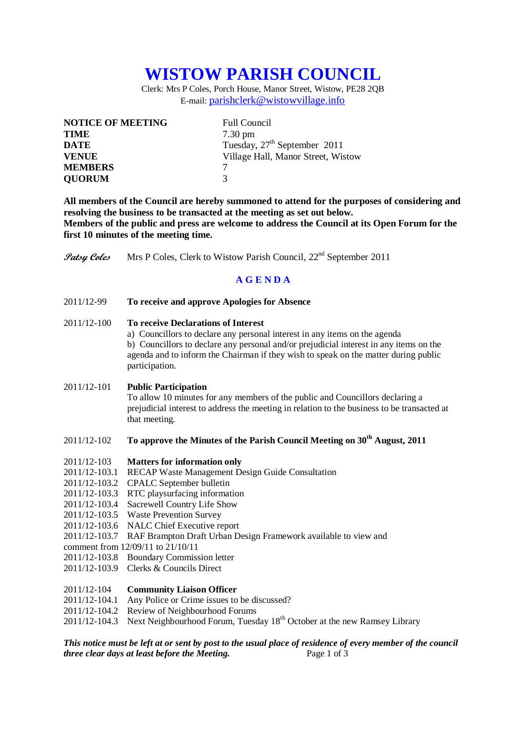# WISTOW PARISH COUNCIL

Clerk: Mrs P Coles, Porch House, Manor Street, Wistow, PE28 2QB
E-mail: parishclerk@wistowvillage.info

| | |
|---|---|
| **NOTICE OF MEETING** | Full Council |
| **TIME** | 7.30 pm |
| **DATE** | Tuesday, 27th September 2011 |
| **VENUE** | Village Hall, Manor Street, Wistow |
| **MEMBERS** | 7 |
| **QUORUM** | 3 |

**All members of the Council are hereby summoned to attend for the purposes of considering and resolving the business to be transacted at the meeting as set out below.**
**Members of the public and press are welcome to address the Council at its Open Forum for the first 10 minutes of the meeting time.**

*Patsy Coles* Mrs P Coles, Clerk to Wistow Parish Council, 22nd September 2011

## AGENDA

2011/12-99 **To receive and approve Apologies for Absence**

2011/12-100 **To receive Declarations of Interest**
a) Councillors to declare any personal interest in any items on the agenda
b) Councillors to declare any personal and/or prejudicial interest in any items on the agenda and to inform the Chairman if they wish to speak on the matter during public participation.

2011/12-101 **Public Participation**
To allow 10 minutes for any members of the public and Councillors declaring a prejudicial interest to address the meeting in relation to the business to be transacted at that meeting.

2011/12-102 **To approve the Minutes of the Parish Council Meeting on 30th August, 2011**

2011/12-103 **Matters for information only**
2011/12-103.1 RECAP Waste Management Design Guide Consultation
2011/12-103.2 CPALC September bulletin
2011/12-103.3 RTC playsurfacing information
2011/12-103.4 Sacrewell Country Life Show
2011/12-103.5 Waste Prevention Survey
2011/12-103.6 NALC Chief Executive report
2011/12-103.7 RAF Brampton Draft Urban Design Framework available to view and comment from 12/09/11 to 21/10/11
2011/12-103.8 Boundary Commission letter
2011/12-103.9 Clerks & Councils Direct

2011/12-104 **Community Liaison Officer**
2011/12-104.1 Any Police or Crime issues to be discussed?
2011/12-104.2 Review of Neighbourhood Forums
2011/12-104.3 Next Neighbourhood Forum, Tuesday 18th October at the new Ramsey Library

***This notice must be left at or sent by post to the usual place of residence of every member of the council three clear days at least before the Meeting.***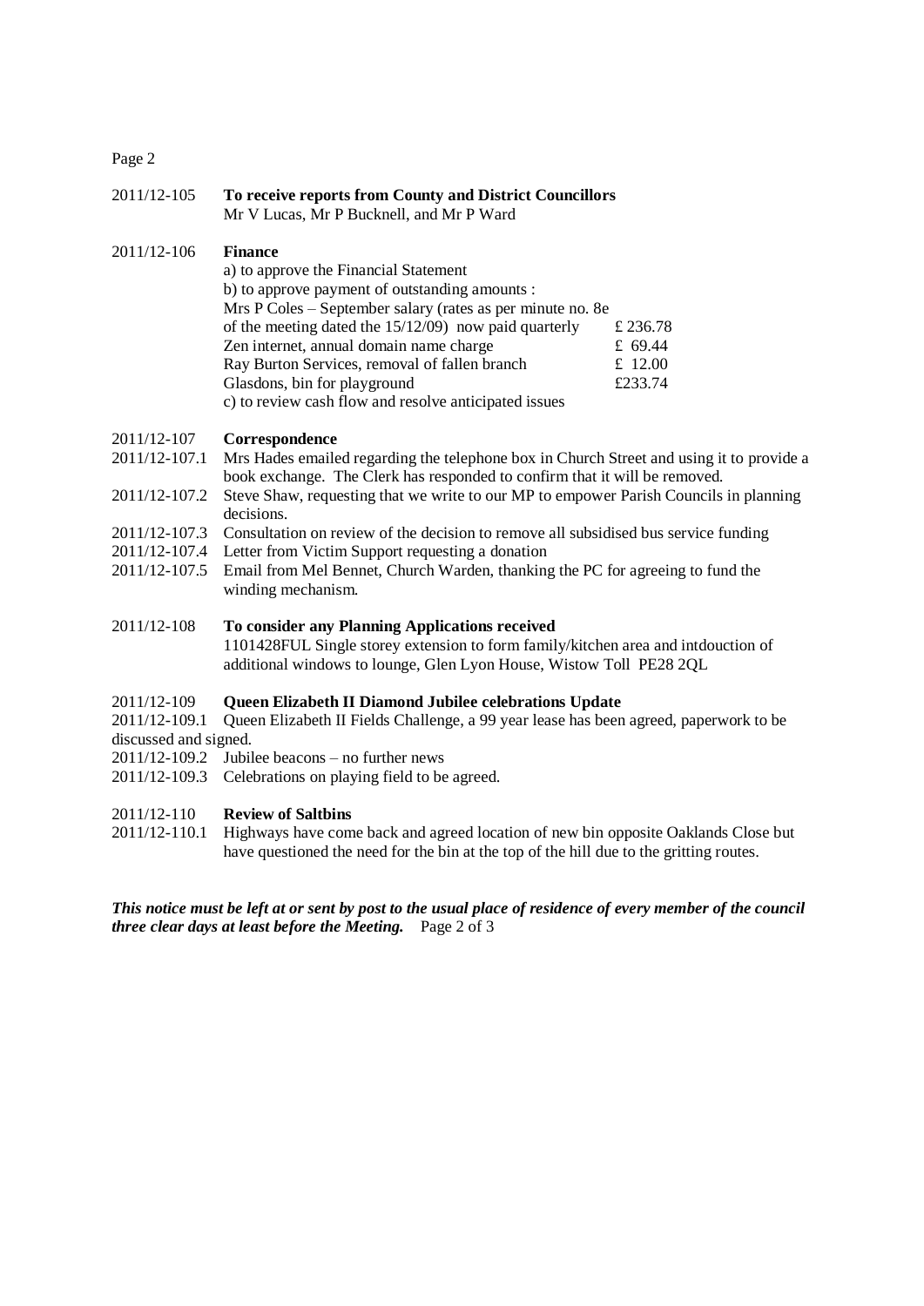2011/12-105 **To receive reports from County and District Councillors**
Mr V Lucas, Mr P Bucknell, and Mr P Ward

2011/12-106 **Finance**

a) to approve the Financial Statement

b) to approve payment of outstanding amounts :

| | |
|---|---|
| Mrs P Coles – September salary (rates as per minute no. 8e of the meeting dated the 15/12/09) now paid quarterly | £ 236.78 |
| Zen internet, annual domain name charge | £ 69.44 |
| Ray Burton Services, removal of fallen branch | £ 12.00 |
| Glasdons, bin for playground | £233.74 |

c) to review cash flow and resolve anticipated issues

2011/12-107 **Correspondence**

2011/12-107.1 Mrs Hades emailed regarding the telephone box in Church Street and using it to provide a book exchange. The Clerk has responded to confirm that it will be removed.

2011/12-107.2 Steve Shaw, requesting that we write to our MP to empower Parish Councils in planning decisions.

2011/12-107.3 Consultation on review of the decision to remove all subsidised bus service funding

2011/12-107.4 Letter from Victim Support requesting a donation

2011/12-107.5 Email from Mel Bennet, Church Warden, thanking the PC for agreeing to fund the winding mechanism.

2011/12-108 **To consider any Planning Applications received**
1101428FUL Single storey extension to form family/kitchen area and intdouction of additional windows to lounge, Glen Lyon House, Wistow Toll PE28 2QL

2011/12-109 **Queen Elizabeth II Diamond Jubilee celebrations Update**

2011/12-109.1 Queen Elizabeth II Fields Challenge, a 99 year lease has been agreed, paperwork to be discussed and signed.

2011/12-109.2 Jubilee beacons – no further news

2011/12-109.3 Celebrations on playing field to be agreed.

2011/12-110 **Review of Saltbins**

2011/12-110.1 Highways have come back and agreed location of new bin opposite Oaklands Close but have questioned the need for the bin at the top of the hill due to the gritting routes.

***This notice must be left at or sent by post to the usual place of residence of every member of the council three clear days at least before the Meeting.***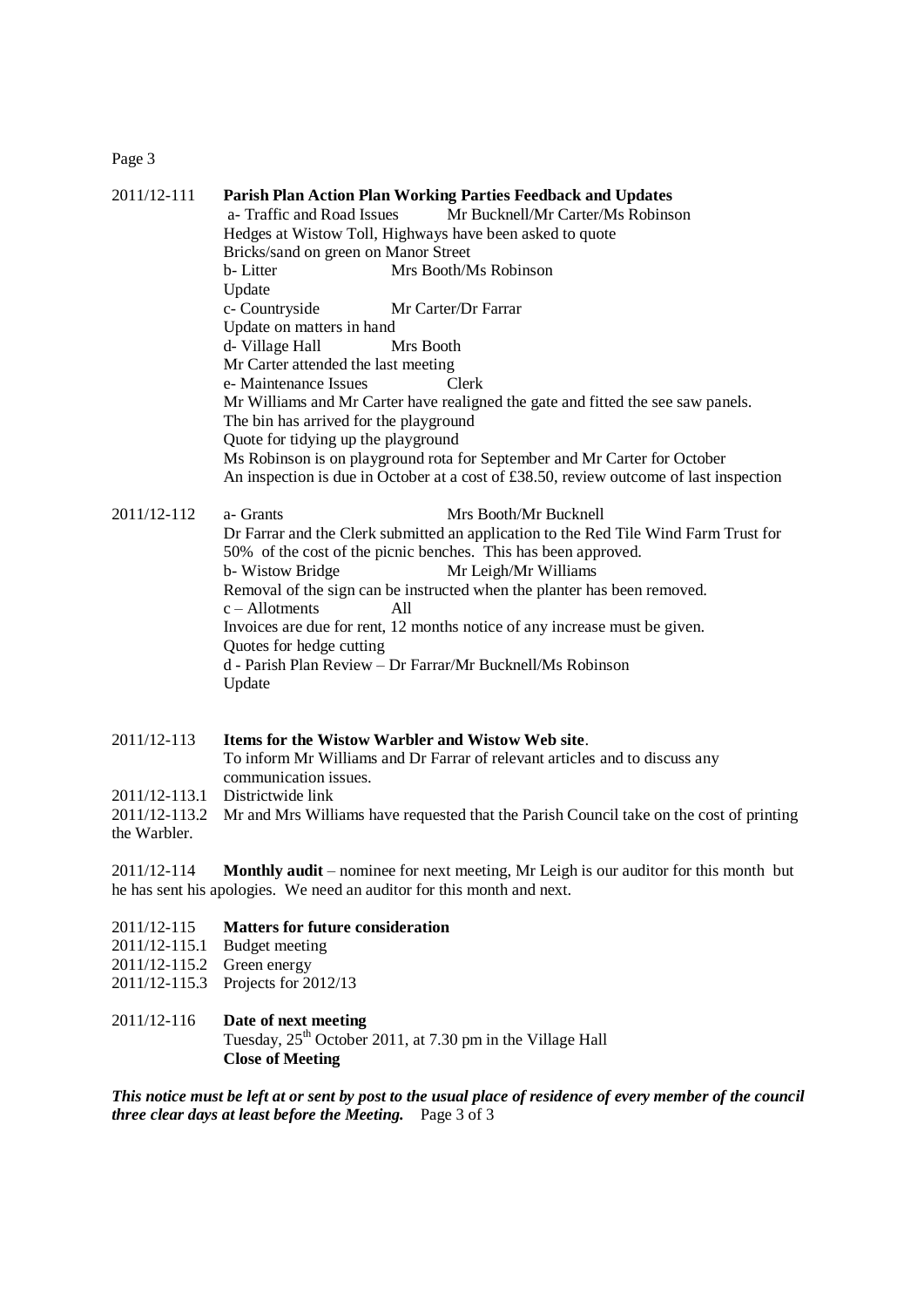2011/12-111 **Parish Plan Action Plan Working Parties Feedback and Updates**

a- Traffic and Road Issues Mr Bucknell/Mr Carter/Ms Robinson

Hedges at Wistow Toll, Highways have been asked to quote

Bricks/sand on green on Manor Street

b- Litter Mrs Booth/Ms Robinson

Update

c- Countryside Mr Carter/Dr Farrar

Update on matters in hand

d- Village Hall Mrs Booth

Mr Carter attended the last meeting

e- Maintenance Issues Clerk

Mr Williams and Mr Carter have realigned the gate and fitted the see saw panels.

The bin has arrived for the playground

Quote for tidying up the playground

Ms Robinson is on playground rota for September and Mr Carter for October

An inspection is due in October at a cost of £38.50, review outcome of last inspection

2011/12-112 a- Grants Mrs Booth/Mr Bucknell

Dr Farrar and the Clerk submitted an application to the Red Tile Wind Farm Trust for 50% of the cost of the picnic benches. This has been approved.

b- Wistow Bridge Mr Leigh/Mr Williams

Removal of the sign can be instructed when the planter has been removed.

c – Allotments All

Invoices are due for rent, 12 months notice of any increase must be given.

Quotes for hedge cutting

d - Parish Plan Review – Dr Farrar/Mr Bucknell/Ms Robinson

Update

2011/12-113 **Items for the Wistow Warbler and Wistow Web site**.

To inform Mr Williams and Dr Farrar of relevant articles and to discuss any communication issues.

2011/12-113.1 Districtwide link

2011/12-113.2 Mr and Mrs Williams have requested that the Parish Council take on the cost of printing the Warbler.

2011/12-114 **Monthly audit** – nominee for next meeting, Mr Leigh is our auditor for this month but he has sent his apologies. We need an auditor for this month and next.

2011/12-115 **Matters for future consideration**

2011/12-115.1 Budget meeting

2011/12-115.2 Green energy

2011/12-115.3 Projects for 2012/13

2011/12-116 **Date of next meeting**

Tuesday, 25th October 2011, at 7.30 pm in the Village Hall

**Close of Meeting**

***This notice must be left at or sent by post to the usual place of residence of every member of the council three clear days at least before the Meeting.***